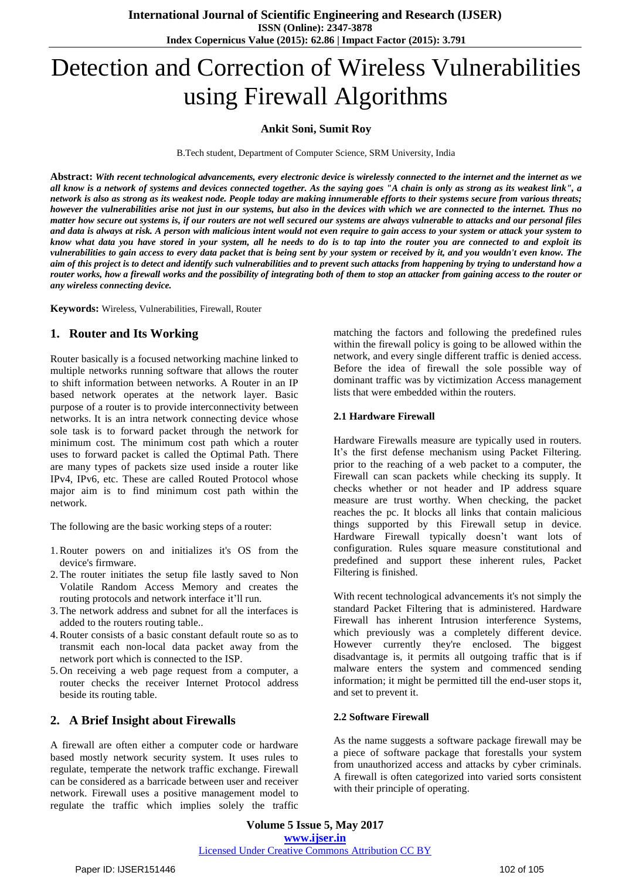# Detection and Correction of Wireless Vulnerabilities using Firewall Algorithms

**Ankit Soni, Sumit Roy**

B.Tech student, Department of Computer Science, SRM University, India

**Abstract:** ***With recent technological advancements, every electronic device is wirelessly connected to the internet and the internet as we all know is a network of systems and devices connected together. As the saying goes "A chain is only as strong as its weakest link", a network is also as strong as its weakest node. People today are making innumerable efforts to their systems secure from various threats; however the vulnerabilities arise not just in our systems, but also in the devices with which we are connected to the internet. Thus no matter how secure out systems is, if our routers are not well secured our systems are always vulnerable to attacks and our personal files and data is always at risk. A person with malicious intent would not even require to gain access to your system or attack your system to know what data you have stored in your system, all he needs to do is to tap into the router you are connected to and exploit its vulnerabilities to gain access to every data packet that is being sent by your system or received by it, and you wouldn't even know. The aim of this project is to detect and identify such vulnerabilities and to prevent such attacks from happening by trying to understand how a router works, how a firewall works and the possibility of integrating both of them to stop an attacker from gaining access to the router or any wireless connecting device.***

**Keywords:** Wireless, Vulnerabilities, Firewall, Router

## 1. Router and Its Working

Router basically is a focused networking machine linked to multiple networks running software that allows the router to shift information between networks. A Router in an IP based network operates at the network layer. Basic purpose of a router is to provide interconnectivity between networks. It is an intra network connecting device whose sole task is to forward packet through the network for minimum cost. The minimum cost path which a router uses to forward packet is called the Optimal Path. There are many types of packets size used inside a router like IPv4, IPv6, etc. These are called Routed Protocol whose major aim is to find minimum cost path within the network.

The following are the basic working steps of a router:

1. Router powers on and initializes it's OS from the device's firmware.
2. The router initiates the setup file lastly saved to Non Volatile Random Access Memory and creates the routing protocols and network interface it'll run.
3. The network address and subnet for all the interfaces is added to the routers routing table..
4. Router consists of a basic constant default route so as to transmit each non-local data packet away from the network port which is connected to the ISP.
5. On receiving a web page request from a computer, a router checks the receiver Internet Protocol address beside its routing table.

## 2. A Brief Insight about Firewalls

A firewall are often either a computer code or hardware based mostly network security system. It uses rules to regulate, temperate the network traffic exchange. Firewall can be considered as a barricade between user and receiver network. Firewall uses a positive management model to regulate the traffic which implies solely the traffic matching the factors and following the predefined rules within the firewall policy is going to be allowed within the network, and every single different traffic is denied access. Before the idea of firewall the sole possible way of dominant traffic was by victimization Access management lists that were embedded within the routers.

### 2.1 Hardware Firewall

Hardware Firewalls measure are typically used in routers. It's the first defense mechanism using Packet Filtering. prior to the reaching of a web packet to a computer, the Firewall can scan packets while checking its supply. It checks whether or not header and IP address square measure are trust worthy. When checking, the packet reaches the pc. It blocks all links that contain malicious things supported by this Firewall setup in device. Hardware Firewall typically doesn't want lots of configuration. Rules square measure constitutional and predefined and support these inherent rules, Packet Filtering is finished.

With recent technological advancements it's not simply the standard Packet Filtering that is administered. Hardware Firewall has inherent Intrusion interference Systems, which previously was a completely different device. However currently they're enclosed. The biggest disadvantage is, it permits all outgoing traffic that is if malware enters the system and commenced sending information; it might be permitted till the end-user stops it, and set to prevent it.

### 2.2 Software Firewall

As the name suggests a software package firewall may be a piece of software package that forestalls your system from unauthorized access and attacks by cyber criminals. A firewall is often categorized into varied sorts consistent with their principle of operating.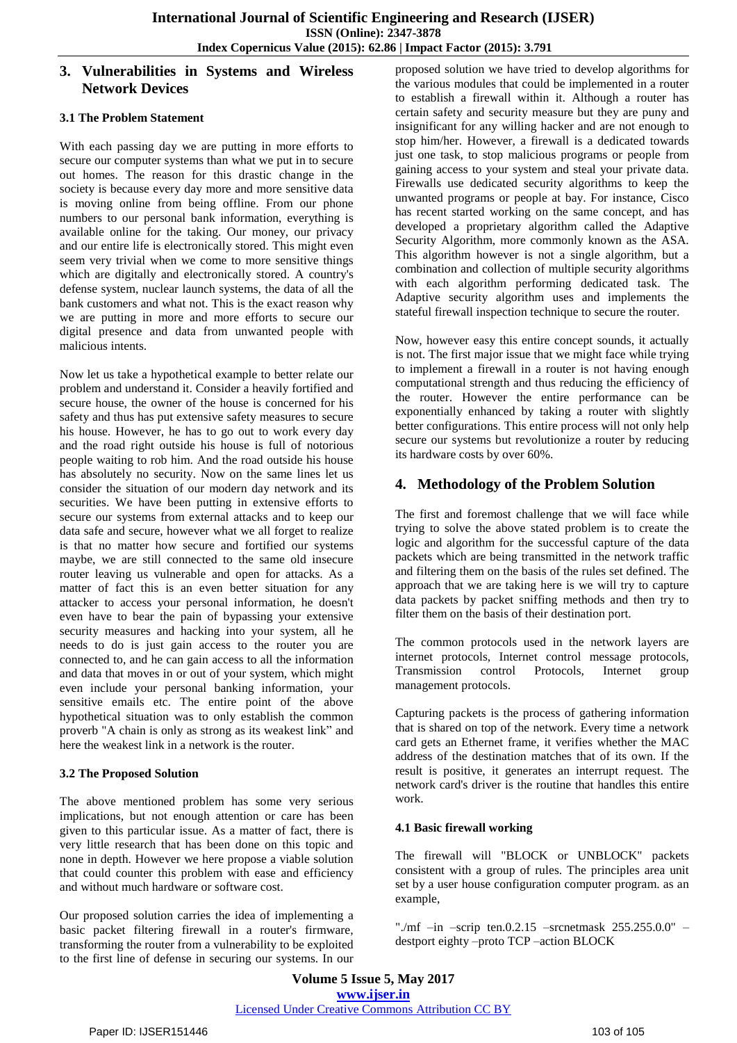## 3. Vulnerabilities in Systems and Wireless Network Devices

### 3.1 The Problem Statement

With each passing day we are putting in more efforts to secure our computer systems than what we put in to secure out homes. The reason for this drastic change in the society is because every day more and more sensitive data is moving online from being offline. From our phone numbers to our personal bank information, everything is available online for the taking. Our money, our privacy and our entire life is electronically stored. This might even seem very trivial when we come to more sensitive things which are digitally and electronically stored. A country's defense system, nuclear launch systems, the data of all the bank customers and what not. This is the exact reason why we are putting in more and more efforts to secure our digital presence and data from unwanted people with malicious intents.

Now let us take a hypothetical example to better relate our problem and understand it. Consider a heavily fortified and secure house, the owner of the house is concerned for his safety and thus has put extensive safety measures to secure his house. However, he has to go out to work every day and the road right outside his house is full of notorious people waiting to rob him. And the road outside his house has absolutely no security. Now on the same lines let us consider the situation of our modern day network and its securities. We have been putting in extensive efforts to secure our systems from external attacks and to keep our data safe and secure, however what we all forget to realize is that no matter how secure and fortified our systems maybe, we are still connected to the same old insecure router leaving us vulnerable and open for attacks. As a matter of fact this is an even better situation for any attacker to access your personal information, he doesn't even have to bear the pain of bypassing your extensive security measures and hacking into your system, all he needs to do is just gain access to the router you are connected to, and he can gain access to all the information and data that moves in or out of your system, which might even include your personal banking information, your sensitive emails etc. The entire point of the above hypothetical situation was to only establish the common proverb "A chain is only as strong as its weakest link" and here the weakest link in a network is the router.

### 3.2 The Proposed Solution

The above mentioned problem has some very serious implications, but not enough attention or care has been given to this particular issue. As a matter of fact, there is very little research that has been done on this topic and none in depth. However we here propose a viable solution that could counter this problem with ease and efficiency and without much hardware or software cost.

Our proposed solution carries the idea of implementing a basic packet filtering firewall in a router's firmware, transforming the router from a vulnerability to be exploited to the first line of defense in securing our systems. In our proposed solution we have tried to develop algorithms for the various modules that could be implemented in a router to establish a firewall within it. Although a router has certain safety and security measure but they are puny and insignificant for any willing hacker and are not enough to stop him/her. However, a firewall is a dedicated towards just one task, to stop malicious programs or people from gaining access to your system and steal your private data. Firewalls use dedicated security algorithms to keep the unwanted programs or people at bay. For instance, Cisco has recent started working on the same concept, and has developed a proprietary algorithm called the Adaptive Security Algorithm, more commonly known as the ASA. This algorithm however is not a single algorithm, but a combination and collection of multiple security algorithms with each algorithm performing dedicated task. The Adaptive security algorithm uses and implements the stateful firewall inspection technique to secure the router.

Now, however easy this entire concept sounds, it actually is not. The first major issue that we might face while trying to implement a firewall in a router is not having enough computational strength and thus reducing the efficiency of the router. However the entire performance can be exponentially enhanced by taking a router with slightly better configurations. This entire process will not only help secure our systems but revolutionize a router by reducing its hardware costs by over 60%.

## 4. Methodology of the Problem Solution

The first and foremost challenge that we will face while trying to solve the above stated problem is to create the logic and algorithm for the successful capture of the data packets which are being transmitted in the network traffic and filtering them on the basis of the rules set defined. The approach that we are taking here is we will try to capture data packets by packet sniffing methods and then try to filter them on the basis of their destination port.

The common protocols used in the network layers are internet protocols, Internet control message protocols, Transmission control Protocols, Internet group management protocols.

Capturing packets is the process of gathering information that is shared on top of the network. Every time a network card gets an Ethernet frame, it verifies whether the MAC address of the destination matches that of its own. If the result is positive, it generates an interrupt request. The network card's driver is the routine that handles this entire work.

### 4.1 Basic firewall working

The firewall will "BLOCK or UNBLOCK" packets consistent with a group of rules. The principles area unit set by a user house configuration computer program. as an example,

"./mf –in –scrip ten.0.2.15 –srcnetmask 255.255.0.0" –destport eighty –proto TCP –action BLOCK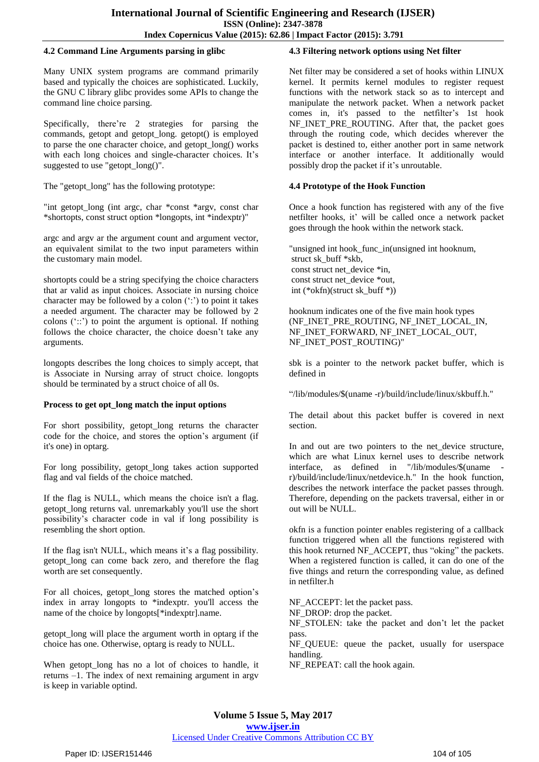### 4.2 Command Line Arguments parsing in glibc

Many UNIX system programs are command primarily based and typically the choices are sophisticated. Luckily, the GNU C library glibc provides some APIs to change the command line choice parsing.

Specifically, there're 2 strategies for parsing the commands, getopt and getopt_long. getopt() is employed to parse the one character choice, and getopt_long() works with each long choices and single-character choices. It's suggested to use "getopt_long()".

The "getopt_long" has the following prototype:

"int getopt_long (int argc, char *const *argv, const char *shortopts, const struct option *longopts, int *indexptr)"

argc and argv ar the argument count and argument vector, an equivalent similat to the two input parameters within the customary main model.

shortopts could be a string specifying the choice characters that ar valid as input choices. Associate in nursing choice character may be followed by a colon (':') to point it takes a needed argument. The character may be followed by 2 colons ('::') to point the argument is optional. If nothing follows the choice character, the choice doesn't take any arguments.

longopts describes the long choices to simply accept, that is Associate in Nursing array of struct choice. longopts should be terminated by a struct choice of all 0s.

**Process to get opt_long match the input options**

For short possibility, getopt_long returns the character code for the choice, and stores the option's argument (if it's one) in optarg.

For long possibility, getopt_long takes action supported flag and val fields of the choice matched.

If the flag is NULL, which means the choice isn't a flag. getopt_long returns val. unremarkably you'll use the short possibility's character code in val if long possibility is resembling the short option.

If the flag isn't NULL, which means it's a flag possibility. getopt_long can come back zero, and therefore the flag worth are set consequently.

For all choices, getopt_long stores the matched option's index in array longopts to *indexptr. you'll access the name of the choice by longopts[*indexptr].name.

getopt_long will place the argument worth in optarg if the choice has one. Otherwise, optarg is ready to NULL.

When getopt_long has no a lot of choices to handle, it returns –1. The index of next remaining argument in argv is keep in variable optind.

### 4.3 Filtering network options using Net filter

Net filter may be considered a set of hooks within LINUX kernel. It permits kernel modules to register request functions with the network stack so as to intercept and manipulate the network packet. When a network packet comes in, it's passed to the netfilter's 1st hook NF_INET_PRE_ROUTING. After that, the packet goes through the routing code, which decides wherever the packet is destined to, either another port in same network interface or another interface. It additionally would possibly drop the packet if it's unroutable.

### 4.4 Prototype of the Hook Function

Once a hook function has registered with any of the five netfilter hooks, it' will be called once a network packet goes through the hook within the network stack.

```
"unsigned int hook_func_in(unsigned int hooknum,
 struct sk_buff *skb,
 const struct net_device *in,
 const struct net_device *out,
 int (*okfn)(struct sk_buff *))
```

hooknum indicates one of the five main hook types (NF_INET_PRE_ROUTING, NF_INET_LOCAL_IN, NF_INET_FORWARD, NF_INET_LOCAL_OUT, NF_INET_POST_ROUTING)"

sbk is a pointer to the network packet buffer, which is defined in

"/lib/modules/$(uname -r)/build/include/linux/skbuff.h."

The detail about this packet buffer is covered in next section.

In and out are two pointers to the net_device structure, which are what Linux kernel uses to describe network interface, as defined in "/lib/modules/$(uname -r)/build/include/linux/netdevice.h." In the hook function, describes the network interface the packet passes through. Therefore, depending on the packets traversal, either in or out will be NULL.

okfn is a function pointer enables registering of a callback function triggered when all the functions registered with this hook returned NF_ACCEPT, thus "oking" the packets. When a registered function is called, it can do one of the five things and return the corresponding value, as defined in netfilter.h

NF_ACCEPT: let the packet pass.
NF_DROP: drop the packet.
NF_STOLEN: take the packet and don't let the packet pass.
NF_QUEUE: queue the packet, usually for userspace handling.
NF_REPEAT: call the hook again.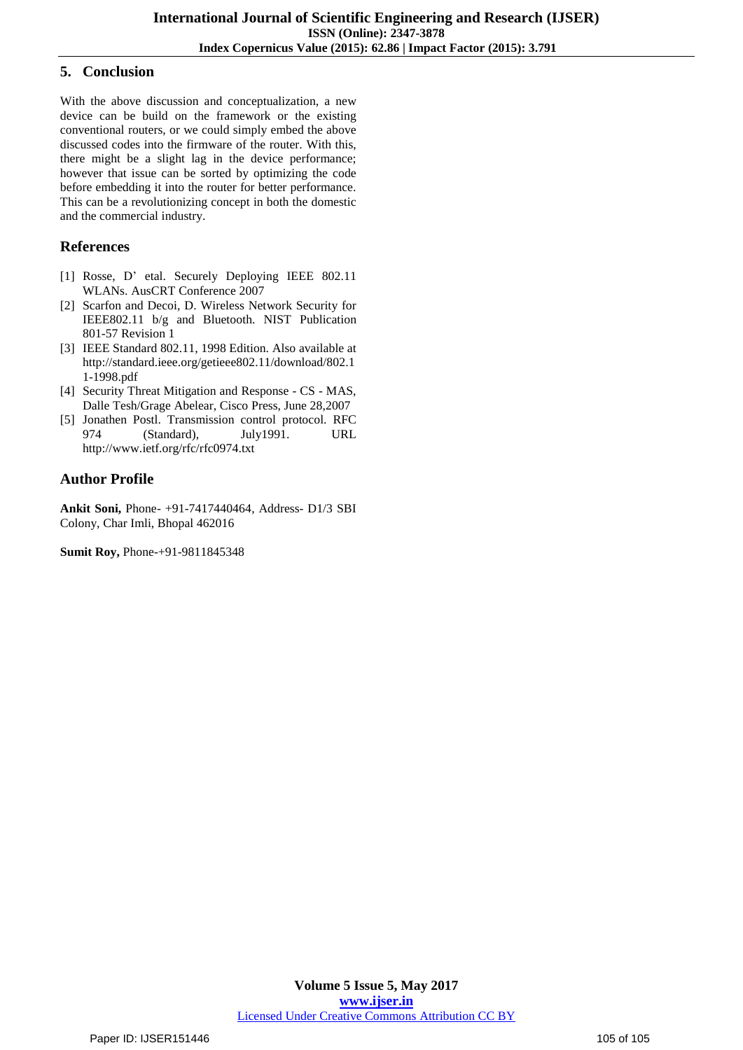## 5. Conclusion

With the above discussion and conceptualization, a new device can be build on the framework or the existing conventional routers, or we could simply embed the above discussed codes into the firmware of the router. With this, there might be a slight lag in the device performance; however that issue can be sorted by optimizing the code before embedding it into the router for better performance. This can be a revolutionizing concept in both the domestic and the commercial industry.

## References

[1] Rosse, D' etal. Securely Deploying IEEE 802.11 WLANs. AusCRT Conference 2007

[2] Scarfon and Decoi, D. Wireless Network Security for IEEE802.11 b/g and Bluetooth. NIST Publication 801-57 Revision 1

[3] IEEE Standard 802.11, 1998 Edition. Also available at http://standard.ieee.org/getieee802.11/download/802.11-1998.pdf

[4] Security Threat Mitigation and Response - CS - MAS, Dalle Tesh/Grage Abelear, Cisco Press, June 28,2007

[5] Jonathen Postl. Transmission control protocol. RFC 974 (Standard), July1991. URL http://www.ietf.org/rfc/rfc0974.txt

## Author Profile

**Ankit Soni,** Phone- +91-7417440464, Address- D1/3 SBI Colony, Char Imli, Bhopal 462016

**Sumit Roy,** Phone-+91-9811845348